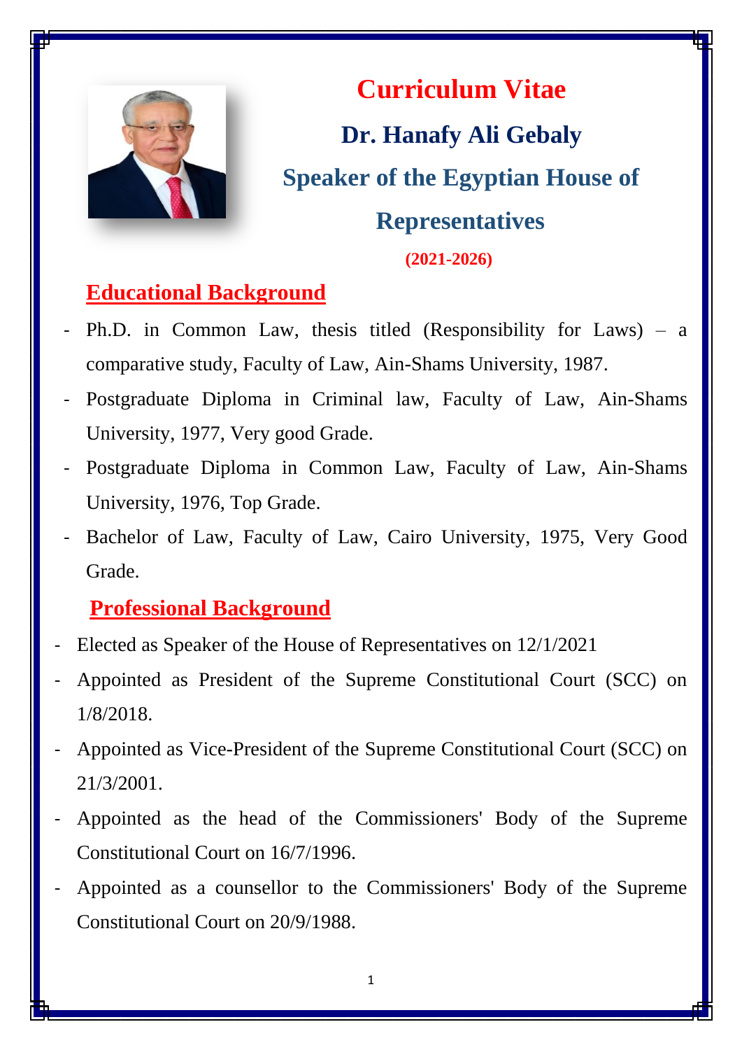# Curriculum Vitae

## Dr. Hanafy Ali Gebaly

## Speaker of the Egyptian House of Representatives

**(2021-2026)**

## Educational Background

- Ph.D. in Common Law, thesis titled (Responsibility for Laws) – a comparative study, Faculty of Law, Ain-Shams University, 1987.
- Postgraduate Diploma in Criminal law, Faculty of Law, Ain-Shams University, 1977, Very good Grade.
- Postgraduate Diploma in Common Law, Faculty of Law, Ain-Shams University, 1976, Top Grade.
- Bachelor of Law, Faculty of Law, Cairo University, 1975, Very Good Grade.

## Professional Background

- Elected as Speaker of the House of Representatives on 12/1/2021
- Appointed as President of the Supreme Constitutional Court (SCC) on 1/8/2018.
- Appointed as Vice-President of the Supreme Constitutional Court (SCC) on 21/3/2001.
- Appointed as the head of the Commissioners' Body of the Supreme Constitutional Court on 16/7/1996.
- Appointed as a counsellor to the Commissioners' Body of the Supreme Constitutional Court on 20/9/1988.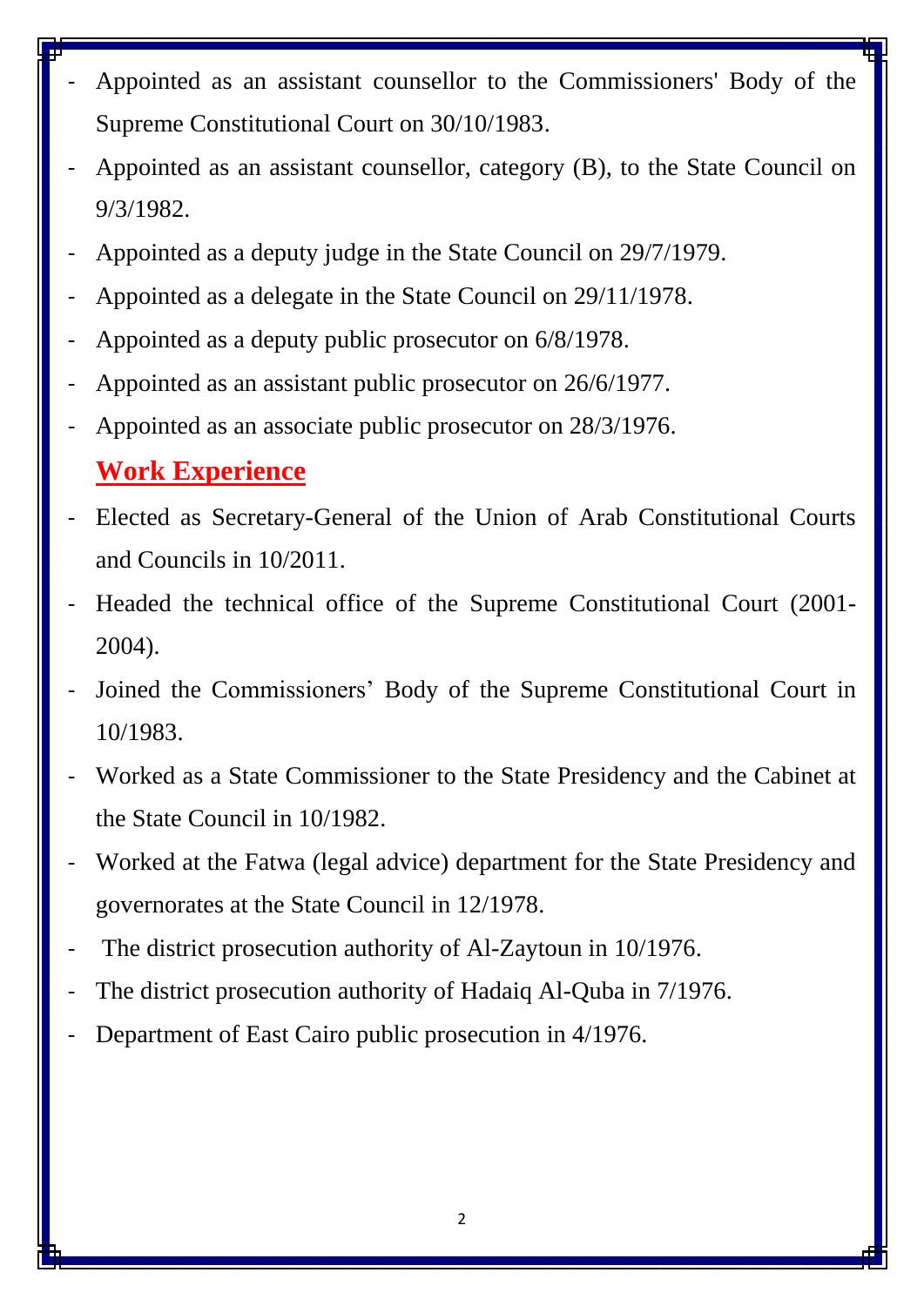- Appointed as an assistant counsellor to the Commissioners' Body of the Supreme Constitutional Court on 30/10/1983.
- Appointed as an assistant counsellor, category (B), to the State Council on 9/3/1982.
- Appointed as a deputy judge in the State Council on 29/7/1979.
- Appointed as a delegate in the State Council on 29/11/1978.
- Appointed as a deputy public prosecutor on 6/8/1978.
- Appointed as an assistant public prosecutor on 26/6/1977.
- Appointed as an associate public prosecutor on 28/3/1976.

## Work Experience

- Elected as Secretary-General of the Union of Arab Constitutional Courts and Councils in 10/2011.
- Headed the technical office of the Supreme Constitutional Court (2001-2004).
- Joined the Commissioners' Body of the Supreme Constitutional Court in 10/1983.
- Worked as a State Commissioner to the State Presidency and the Cabinet at the State Council in 10/1982.
- Worked at the Fatwa (legal advice) department for the State Presidency and governorates at the State Council in 12/1978.
- The district prosecution authority of Al-Zaytoun in 10/1976.
- The district prosecution authority of Hadaiq Al-Quba in 7/1976.
- Department of East Cairo public prosecution in 4/1976.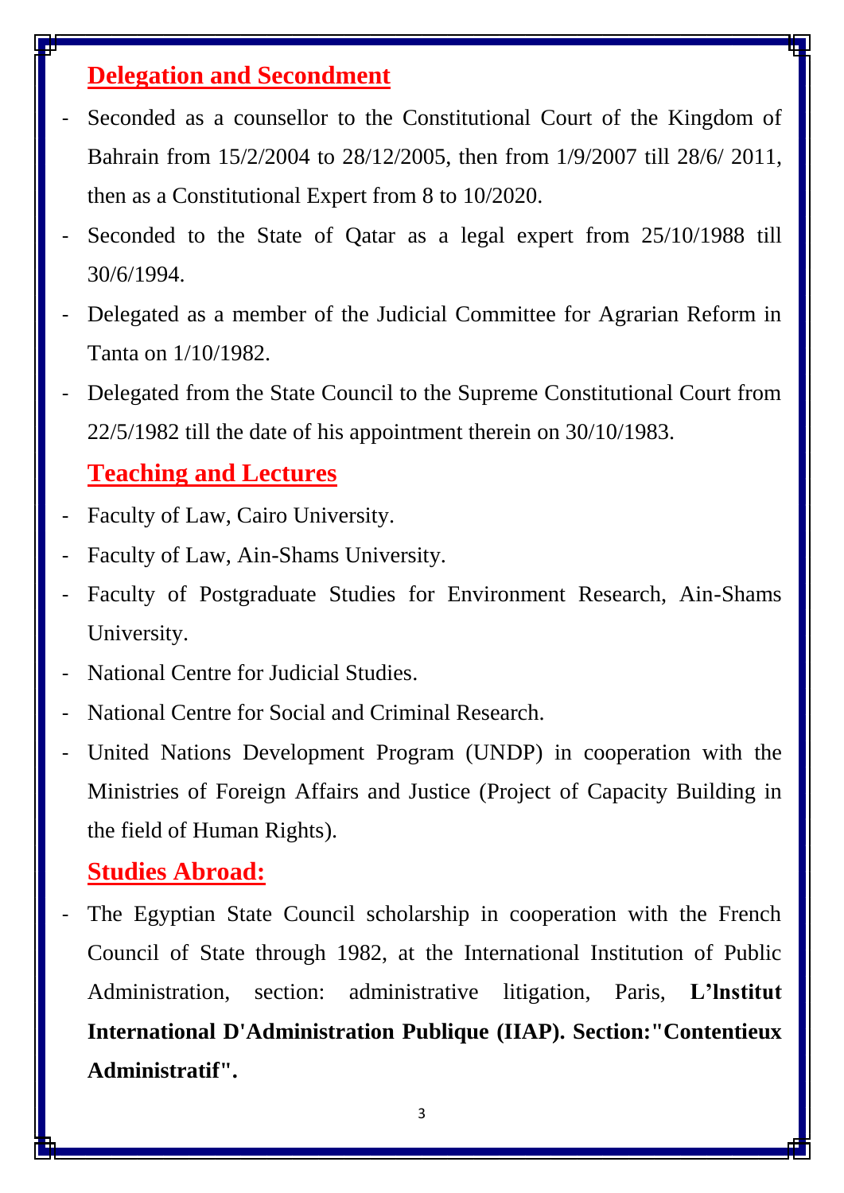## Delegation and Secondment

- Seconded as a counsellor to the Constitutional Court of the Kingdom of Bahrain from 15/2/2004 to 28/12/2005, then from 1/9/2007 till 28/6/ 2011, then as a Constitutional Expert from 8 to 10/2020.
- Seconded to the State of Qatar as a legal expert from 25/10/1988 till 30/6/1994.
- Delegated as a member of the Judicial Committee for Agrarian Reform in Tanta on 1/10/1982.
- Delegated from the State Council to the Supreme Constitutional Court from 22/5/1982 till the date of his appointment therein on 30/10/1983.

## Teaching and Lectures

- Faculty of Law, Cairo University.
- Faculty of Law, Ain-Shams University.
- Faculty of Postgraduate Studies for Environment Research, Ain-Shams University.
- National Centre for Judicial Studies.
- National Centre for Social and Criminal Research.
- United Nations Development Program (UNDP) in cooperation with the Ministries of Foreign Affairs and Justice (Project of Capacity Building in the field of Human Rights).

## Studies Abroad:

- The Egyptian State Council scholarship in cooperation with the French Council of State through 1982, at the International Institution of Public Administration, section: administrative litigation, Paris, **L'lnstitut International D'Administration Publique (IIAP). Section:"Contentieux Administratif".**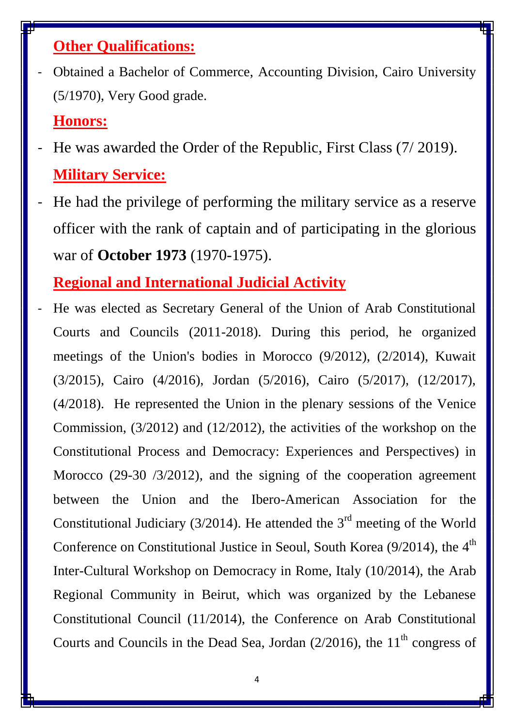## Other Qualifications:

- Obtained a Bachelor of Commerce, Accounting Division, Cairo University (5/1970), Very Good grade.

## Honors:

- He was awarded the Order of the Republic, First Class (7/ 2019).

## Military Service:

- He had the privilege of performing the military service as a reserve officer with the rank of captain and of participating in the glorious war of **October 1973** (1970-1975).

## Regional and International Judicial Activity

- He was elected as Secretary General of the Union of Arab Constitutional Courts and Councils (2011-2018). During this period, he organized meetings of the Union's bodies in Morocco (9/2012), (2/2014), Kuwait (3/2015), Cairo (4/2016), Jordan (5/2016), Cairo (5/2017), (12/2017), (4/2018). He represented the Union in the plenary sessions of the Venice Commission, (3/2012) and (12/2012), the activities of the workshop on the Constitutional Process and Democracy: Experiences and Perspectives) in Morocco (29-30 /3/2012), and the signing of the cooperation agreement between the Union and the Ibero-American Association for the Constitutional Judiciary (3/2014). He attended the 3rd meeting of the World Conference on Constitutional Justice in Seoul, South Korea (9/2014), the 4th Inter-Cultural Workshop on Democracy in Rome, Italy (10/2014), the Arab Regional Community in Beirut, which was organized by the Lebanese Constitutional Council (11/2014), the Conference on Arab Constitutional Courts and Councils in the Dead Sea, Jordan (2/2016), the 11th congress of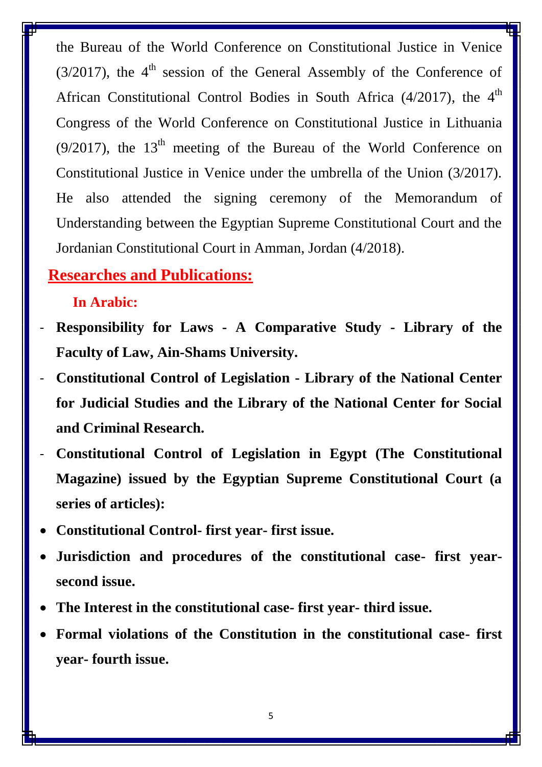the Bureau of the World Conference on Constitutional Justice in Venice (3/2017), the 4th session of the General Assembly of the Conference of African Constitutional Control Bodies in South Africa (4/2017), the 4th Congress of the World Conference on Constitutional Justice in Lithuania (9/2017), the 13th meeting of the Bureau of the World Conference on Constitutional Justice in Venice under the umbrella of the Union (3/2017). He also attended the signing ceremony of the Memorandum of Understanding between the Egyptian Supreme Constitutional Court and the Jordanian Constitutional Court in Amman, Jordan (4/2018).

## Researches and Publications:

### In Arabic:

- **Responsibility for Laws - A Comparative Study - Library of the Faculty of Law, Ain-Shams University.**
- **Constitutional Control of Legislation - Library of the National Center for Judicial Studies and the Library of the National Center for Social and Criminal Research.**
- **Constitutional Control of Legislation in Egypt (The Constitutional Magazine) issued by the Egyptian Supreme Constitutional Court (a series of articles):**
  - **Constitutional Control- first year- first issue.**
  - **Jurisdiction and procedures of the constitutional case- first year- second issue.**
  - **The Interest in the constitutional case- first year- third issue.**
  - **Formal violations of the Constitution in the constitutional case- first year- fourth issue.**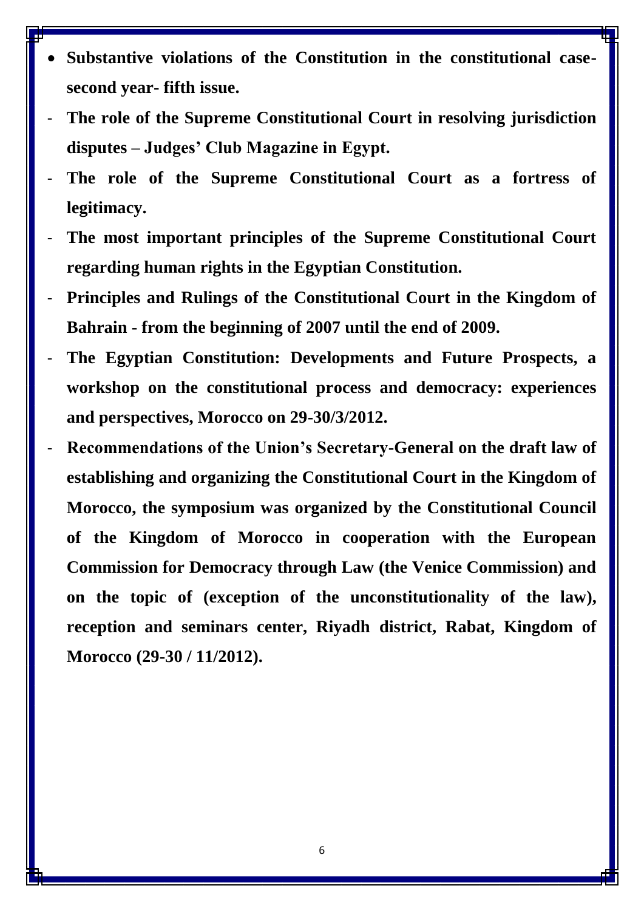- **Substantive violations of the Constitution in the constitutional case- second year- fifth issue.**
- **The role of the Supreme Constitutional Court in resolving jurisdiction disputes – Judges' Club Magazine in Egypt.**
- **The role of the Supreme Constitutional Court as a fortress of legitimacy.**
- **The most important principles of the Supreme Constitutional Court regarding human rights in the Egyptian Constitution.**
- **Principles and Rulings of the Constitutional Court in the Kingdom of Bahrain - from the beginning of 2007 until the end of 2009.**
- **The Egyptian Constitution: Developments and Future Prospects, a workshop on the constitutional process and democracy: experiences and perspectives, Morocco on 29-30/3/2012.**
- **Recommendations of the Union's Secretary-General on the draft law of establishing and organizing the Constitutional Court in the Kingdom of Morocco, the symposium was organized by the Constitutional Council of the Kingdom of Morocco in cooperation with the European Commission for Democracy through Law (the Venice Commission) and on the topic of (exception of the unconstitutionality of the law), reception and seminars center, Riyadh district, Rabat, Kingdom of Morocco (29-30 / 11/2012).**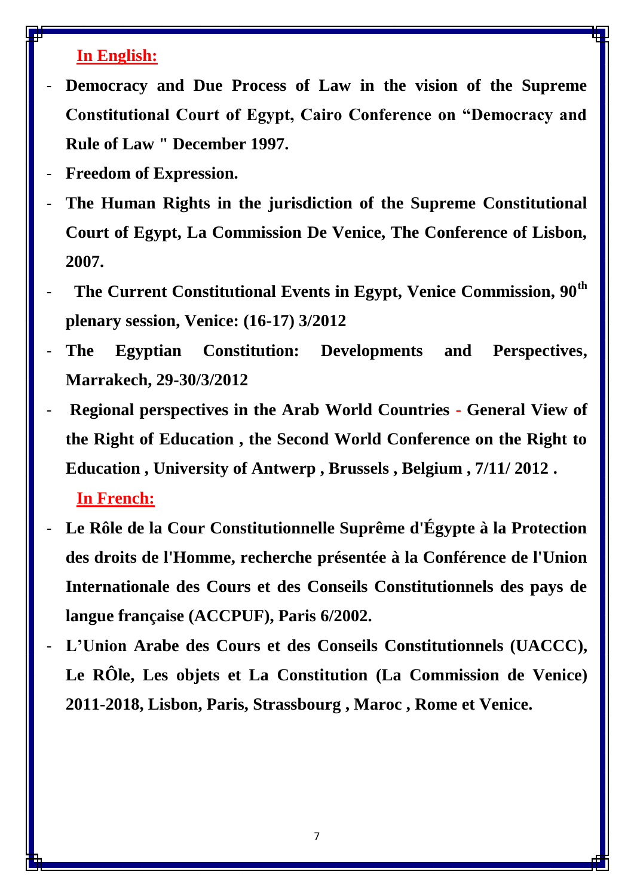**In English:**

- **Democracy and Due Process of Law in the vision of the Supreme Constitutional Court of Egypt, Cairo Conference on "Democracy and Rule of Law " December 1997.**
- **Freedom of Expression.**
- **The Human Rights in the jurisdiction of the Supreme Constitutional Court of Egypt, La Commission De Venice, The Conference of Lisbon, 2007.**
- **The Current Constitutional Events in Egypt, Venice Commission, 90th plenary session, Venice: (16-17) 3/2012**
- **The Egyptian Constitution: Developments and Perspectives, Marrakech, 29-30/3/2012**
- **Regional perspectives in the Arab World Countries - General View of the Right of Education , the Second World Conference on the Right to Education , University of Antwerp , Brussels , Belgium , 7/11/ 2012 .**

**In French:**

- **Le Rôle de la Cour Constitutionnelle Suprême d'Égypte à la Protection des droits de l'Homme, recherche présentée à la Conférence de l'Union Internationale des Cours et des Conseils Constitutionnels des pays de langue française (ACCPUF), Paris 6/2002.**
- **L'Union Arabe des Cours et des Conseils Constitutionnels (UACCC), Le RÔle, Les objets et La Constitution (La Commission de Venice) 2011-2018, Lisbon, Paris, Strassbourg , Maroc , Rome et Venice.**